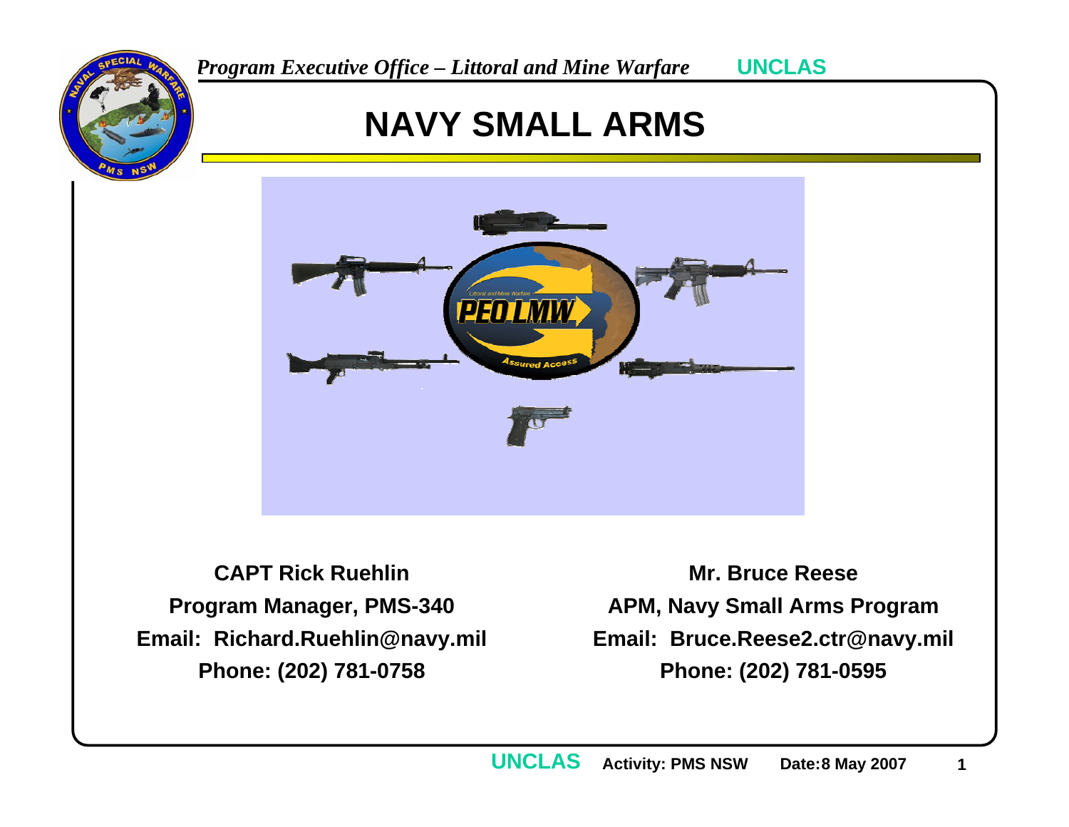# NAVY SMALL ARMS

**CAPT Rick Ruehlin**
**Program Manager, PMS-340**
**Email: Richard.Ruehlin@navy.mil**
**Phone: (202) 781-0758**

**Mr. Bruce Reese**
**APM, Navy Small Arms Program**
**Email: Bruce.Reese2.ctr@navy.mil**
**Phone: (202) 781-0595**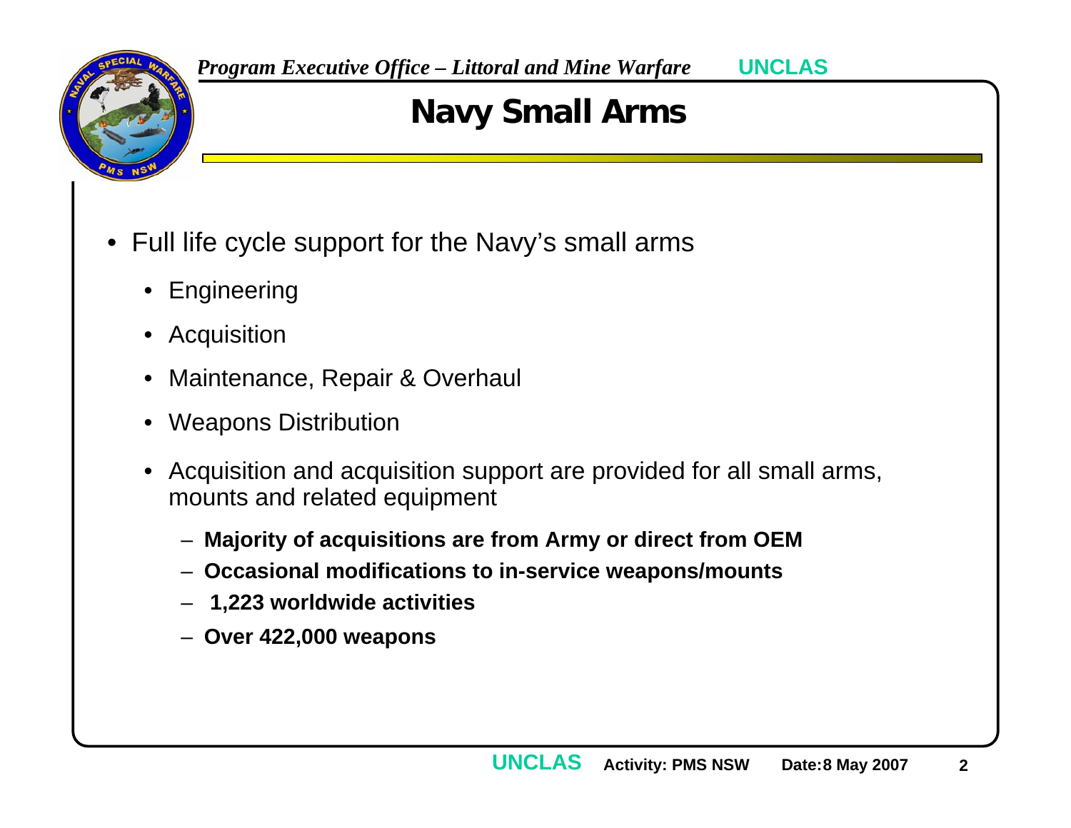# Navy Small Arms

- Full life cycle support for the Navy's small arms
  - Engineering
  - Acquisition
  - Maintenance, Repair & Overhaul
  - Weapons Distribution
  - Acquisition and acquisition support are provided for all small arms, mounts and related equipment
    - **Majority of acquisitions are from Army or direct from OEM**
    - **Occasional modifications to in-service weapons/mounts**
    - **1,223 worldwide activities**
    - **Over 422,000 weapons**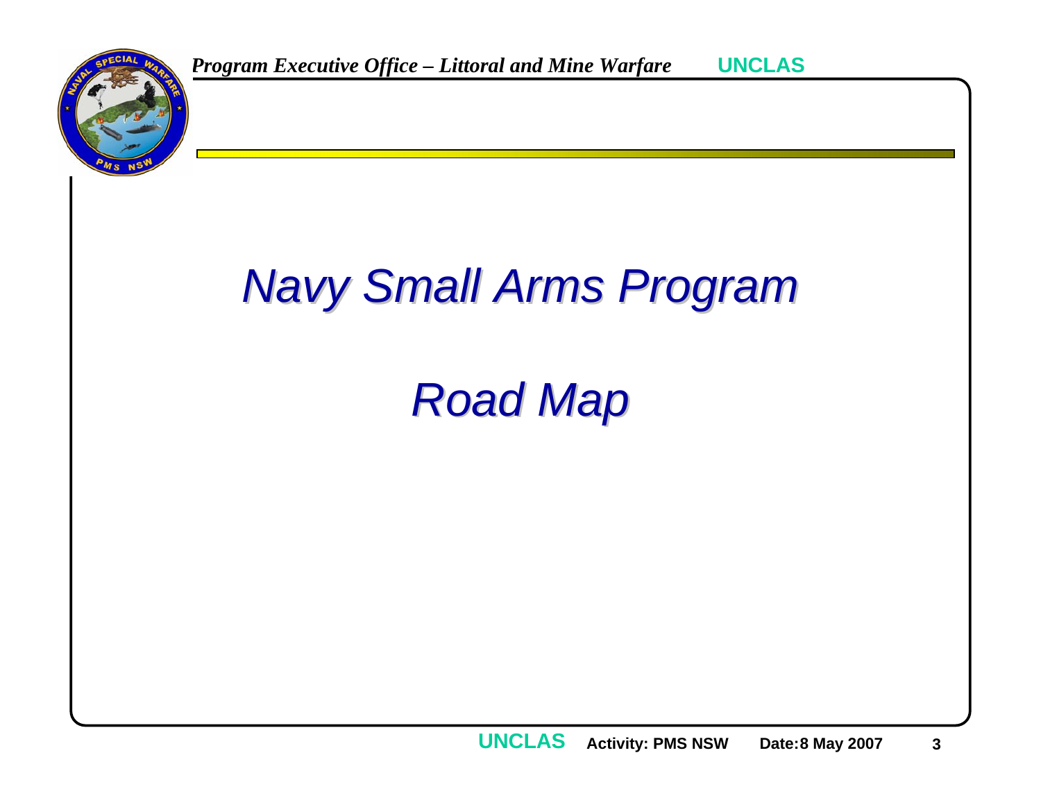# Navy Small Arms Program

# Road Map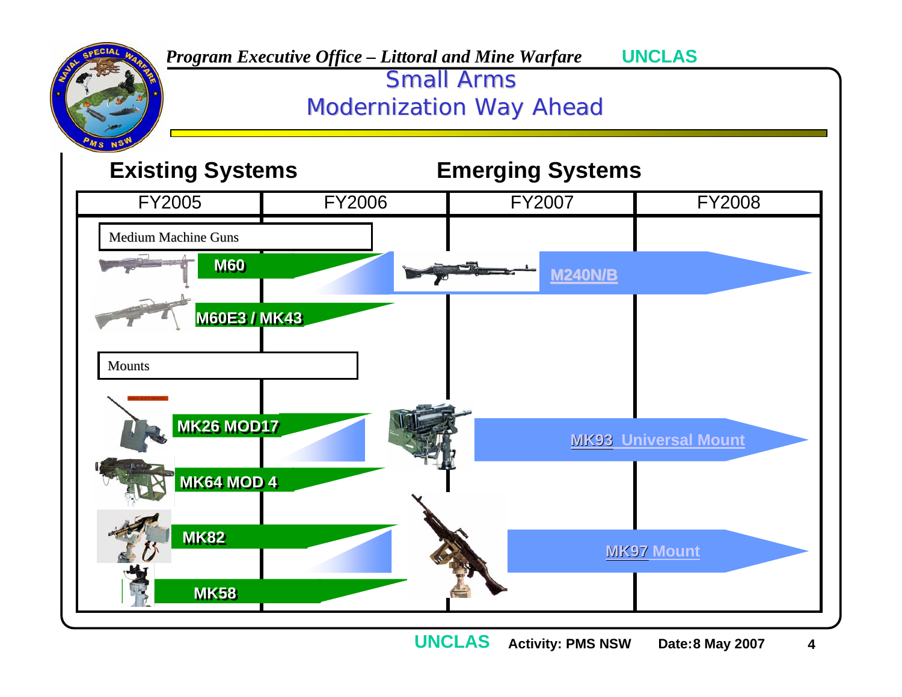# Small Arms Modernization Way Ahead

*Program Executive Office – Littoral and Mine Warfare* UNCLAS

## Existing Systems

## Emerging Systems

| FY2005 | FY2006 | FY2007 | FY2008 |
|---|---|---|---|

**Medium Machine Guns**

- M60 → M240N/B
- M60E3 / MK43

**Mounts**

- MK26 MOD17 → MK93 Universal Mount
- MK64 MOD 4
- MK82 → MK97 Mount
- MK58

UNCLAS Activity: PMS NSW Date: 8 May 2007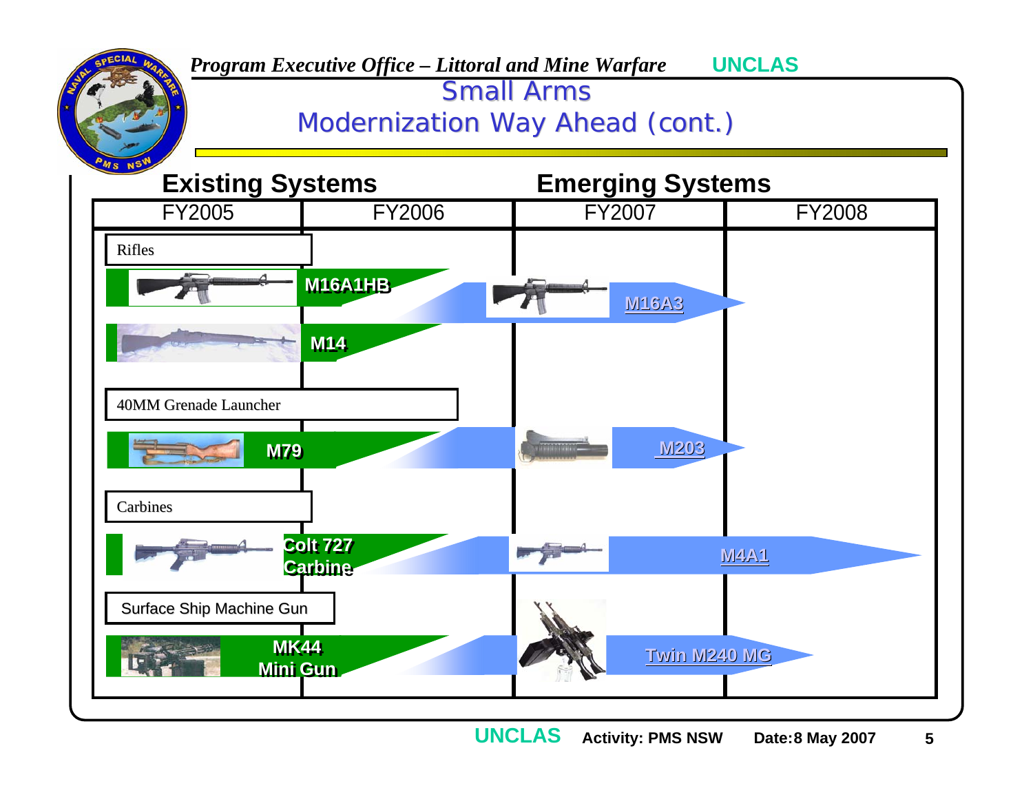*Program Executive Office – Littoral and Mine Warfare*

# Small Arms Modernization Way Ahead (cont.)

| Existing Systems | | Emerging Systems | |
|---|---|---|---|
| **FY2005** | **FY2006** | **FY2007** | **FY2008** |
| **Rifles** | | | |
| M16A1HB | | M16A3 | |
| M14 | | | |
| **40MM Grenade Launcher** | | | |
| M79 | | M203 | |
| **Carbines** | | | |
| Colt 727 Carbine | | M4A1 | |
| **Surface Ship Machine Gun** | | | |
| MK44 Mini Gun | | Twin M240 MG | |

Activity: PMS NSW Date: 8 May 2007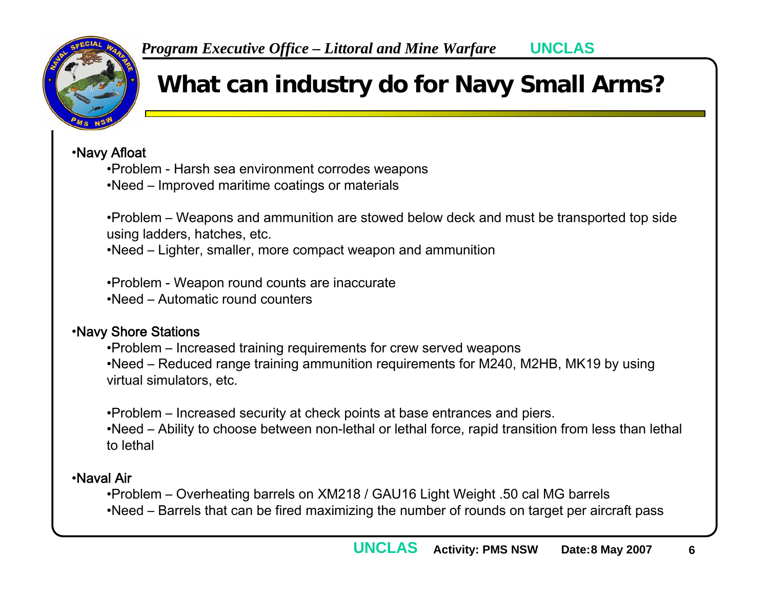# What can industry do for Navy Small Arms?

- Navy Afloat
  - Problem - Harsh sea environment corrodes weapons
  - Need – Improved maritime coatings or materials

  - Problem – Weapons and ammunition are stowed below deck and must be transported top side using ladders, hatches, etc.
  - Need – Lighter, smaller, more compact weapon and ammunition

  - Problem - Weapon round counts are inaccurate
  - Need – Automatic round counters

- Navy Shore Stations
  - Problem – Increased training requirements for crew served weapons
  - Need – Reduced range training ammunition requirements for M240, M2HB, MK19 by using virtual simulators, etc.

  - Problem – Increased security at check points at base entrances and piers.
  - Need – Ability to choose between non-lethal or lethal force, rapid transition from less than lethal to lethal

- Naval Air
  - Problem – Overheating barrels on XM218 / GAU16 Light Weight .50 cal MG barrels
  - Need – Barrels that can be fired maximizing the number of rounds on target per aircraft pass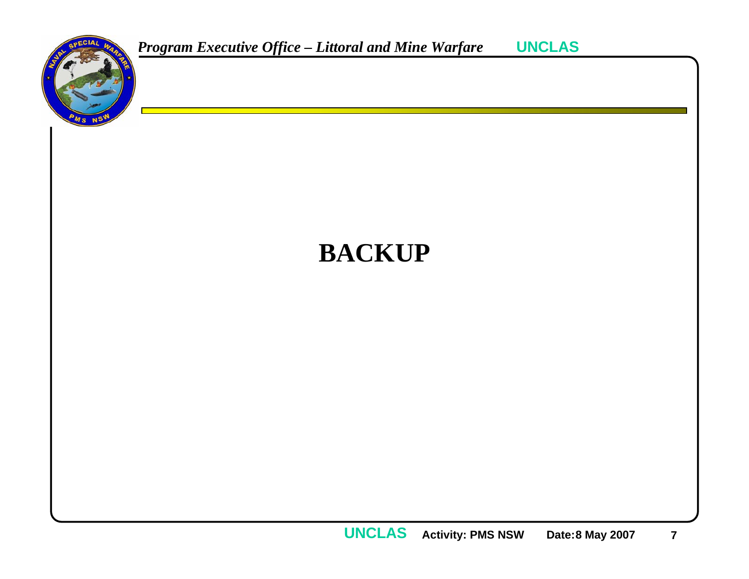# BACKUP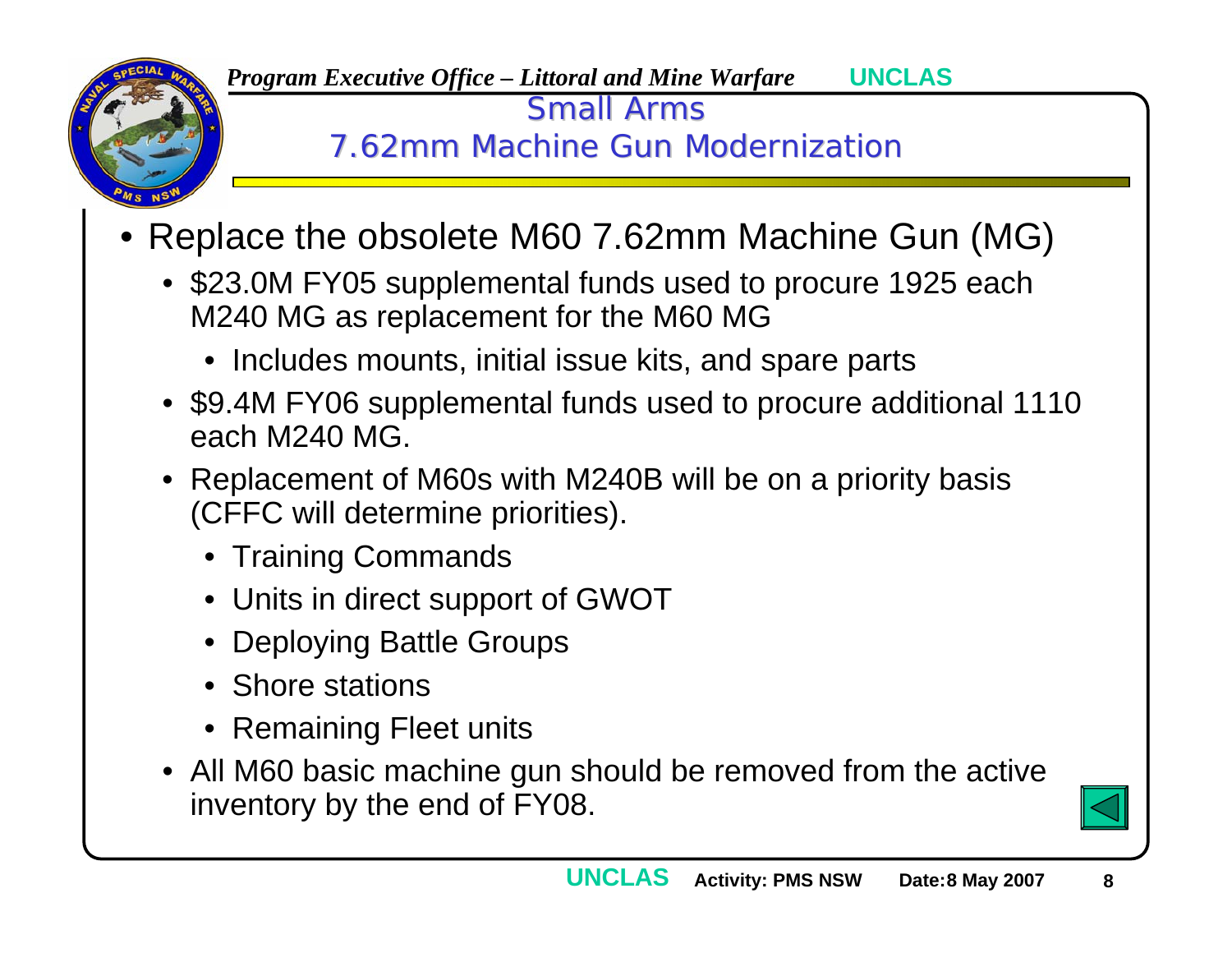# Small Arms
## 7.62mm Machine Gun Modernization

- Replace the obsolete M60 7.62mm Machine Gun (MG)
  - $23.0M FY05 supplemental funds used to procure 1925 each M240 MG as replacement for the M60 MG
    - Includes mounts, initial issue kits, and spare parts
  - $9.4M FY06 supplemental funds used to procure additional 1110 each M240 MG.
  - Replacement of M60s with M240B will be on a priority basis (CFFC will determine priorities).
    - Training Commands
    - Units in direct support of GWOT
    - Deploying Battle Groups
    - Shore stations
    - Remaining Fleet units
  - All M60 basic machine gun should be removed from the active inventory by the end of FY08.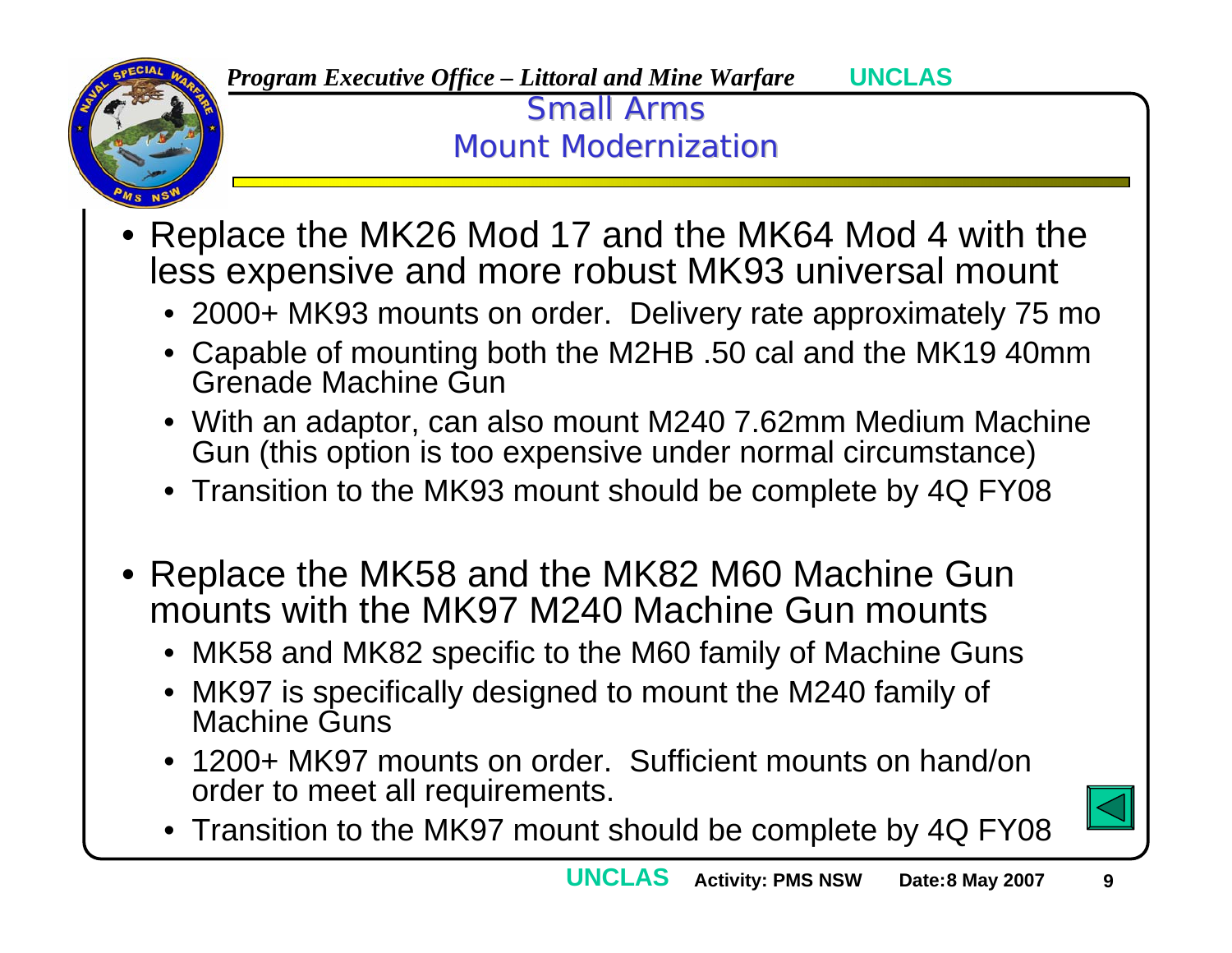# Small Arms Mount Modernization

- Replace the MK26 Mod 17 and the MK64 Mod 4 with the less expensive and more robust MK93 universal mount
  - 2000+ MK93 mounts on order. Delivery rate approximately 75 mo
  - Capable of mounting both the M2HB .50 cal and the MK19 40mm Grenade Machine Gun
  - With an adaptor, can also mount M240 7.62mm Medium Machine Gun (this option is too expensive under normal circumstance)
  - Transition to the MK93 mount should be complete by 4Q FY08
- Replace the MK58 and the MK82 M60 Machine Gun mounts with the MK97 M240 Machine Gun mounts
  - MK58 and MK82 specific to the M60 family of Machine Guns
  - MK97 is specifically designed to mount the M240 family of Machine Guns
  - 1200+ MK97 mounts on order. Sufficient mounts on hand/on order to meet all requirements.
  - Transition to the MK97 mount should be complete by 4Q FY08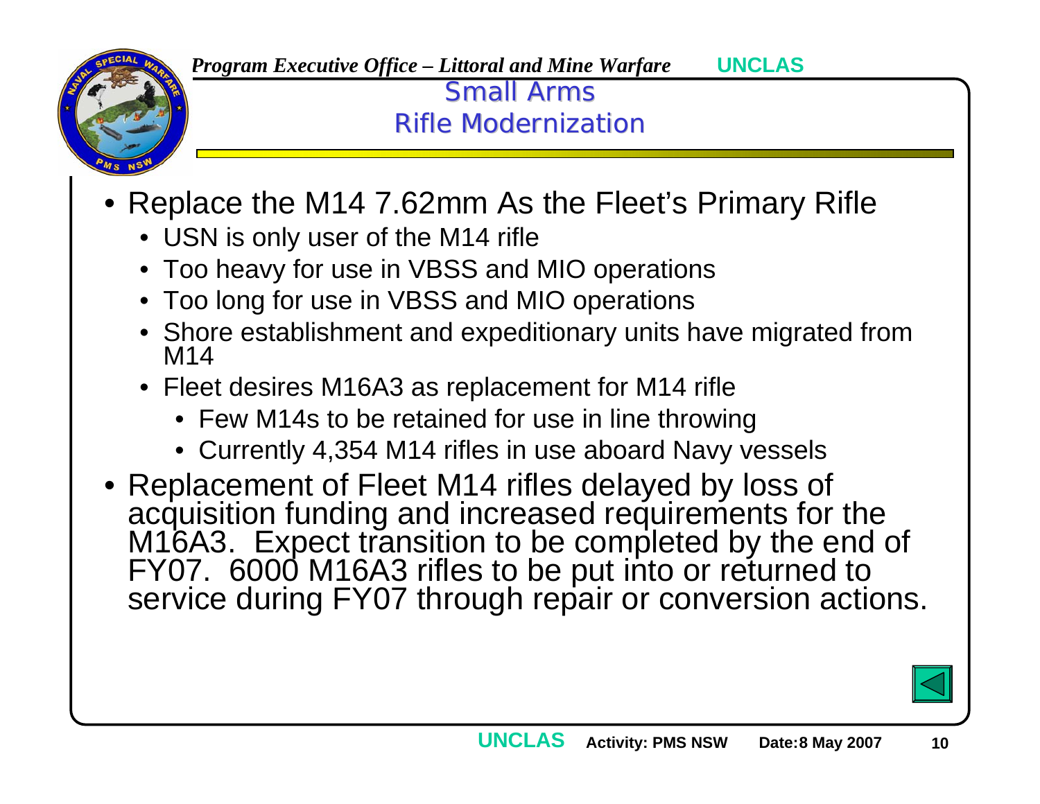# Small Arms
## Rifle Modernization

- Replace the M14 7.62mm As the Fleet's Primary Rifle
  - USN is only user of the M14 rifle
  - Too heavy for use in VBSS and MIO operations
  - Too long for use in VBSS and MIO operations
  - Shore establishment and expeditionary units have migrated from M14
  - Fleet desires M16A3 as replacement for M14 rifle
    - Few M14s to be retained for use in line throwing
    - Currently 4,354 M14 rifles in use aboard Navy vessels
- Replacement of Fleet M14 rifles delayed by loss of acquisition funding and increased requirements for the M16A3. Expect transition to be completed by the end of FY07. 6000 M16A3 rifles to be put into or returned to service during FY07 through repair or conversion actions.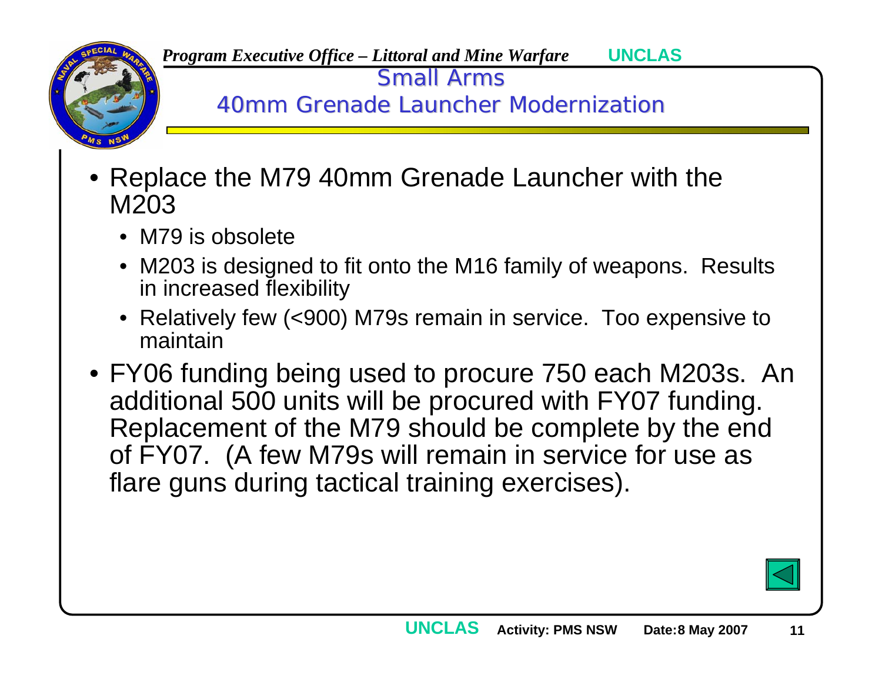# Small Arms

## 40mm Grenade Launcher Modernization

- Replace the M79 40mm Grenade Launcher with the M203
  - M79 is obsolete
  - M203 is designed to fit onto the M16 family of weapons. Results in increased flexibility
  - Relatively few (<900) M79s remain in service. Too expensive to maintain
- FY06 funding being used to procure 750 each M203s. An additional 500 units will be procured with FY07 funding. Replacement of the M79 should be complete by the end of FY07. (A few M79s will remain in service for use as flare guns during tactical training exercises).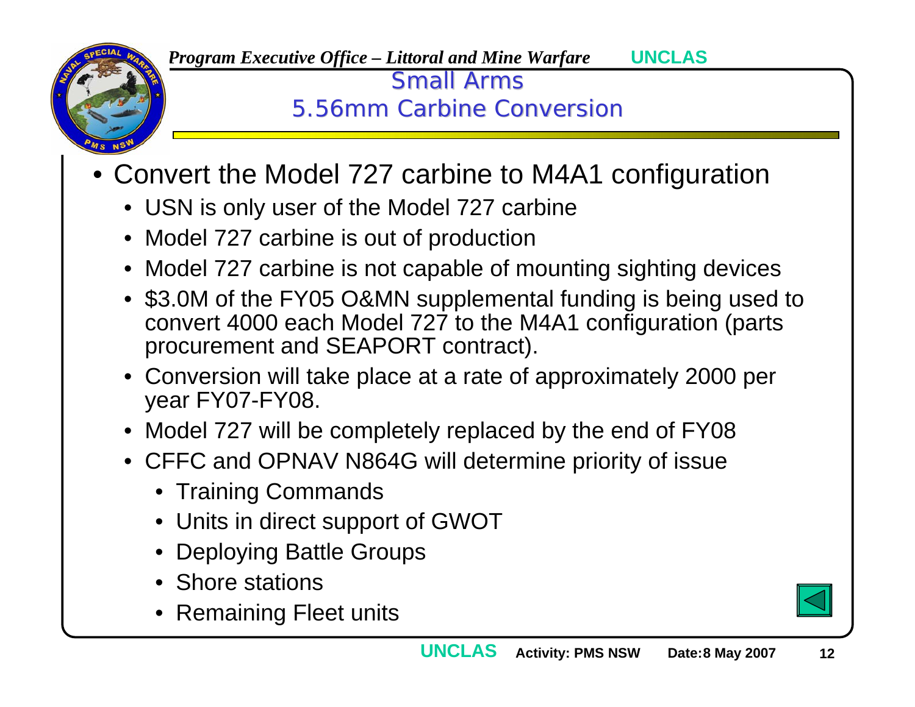# Small Arms
## 5.56mm Carbine Conversion

- Convert the Model 727 carbine to M4A1 configuration
  - USN is only user of the Model 727 carbine
  - Model 727 carbine is out of production
  - Model 727 carbine is not capable of mounting sighting devices
  - $3.0M of the FY05 O&MN supplemental funding is being used to convert 4000 each Model 727 to the M4A1 configuration (parts procurement and SEAPORT contract).
  - Conversion will take place at a rate of approximately 2000 per year FY07-FY08.
  - Model 727 will be completely replaced by the end of FY08
  - CFFC and OPNAV N864G will determine priority of issue
    - Training Commands
    - Units in direct support of GWOT
    - Deploying Battle Groups
    - Shore stations
    - Remaining Fleet units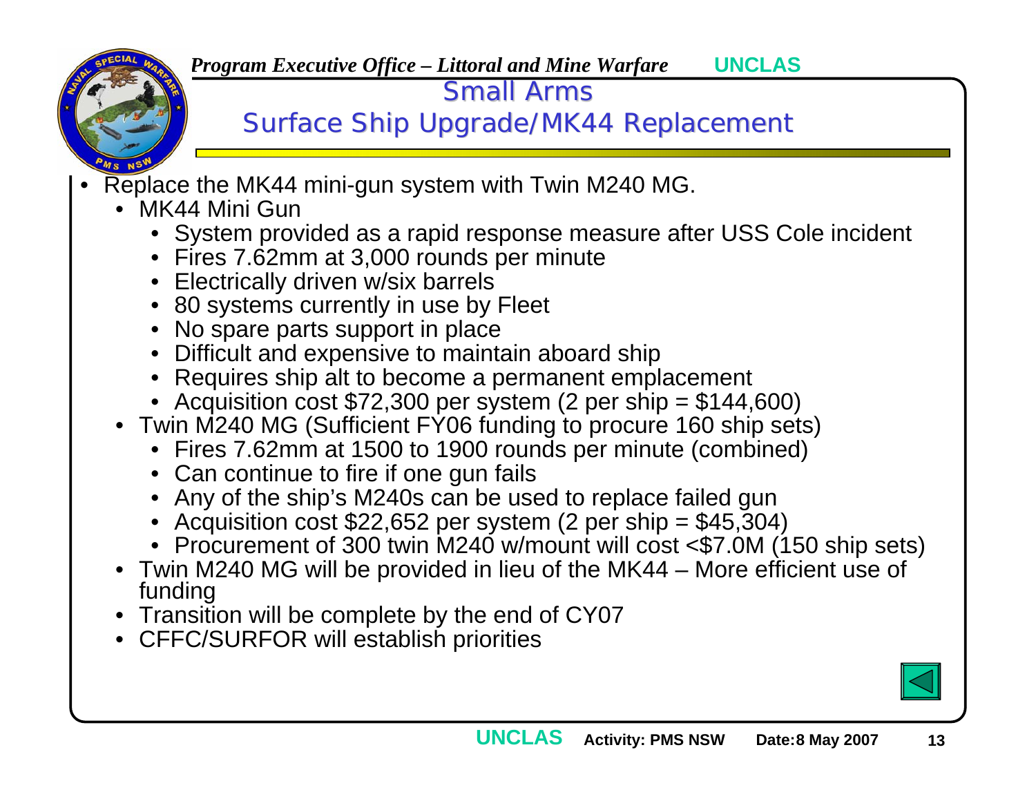# Small Arms

## Surface Ship Upgrade/MK44 Replacement

- Replace the MK44 mini-gun system with Twin M240 MG.
  - MK44 Mini Gun
    - System provided as a rapid response measure after USS Cole incident
    - Fires 7.62mm at 3,000 rounds per minute
    - Electrically driven w/six barrels
    - 80 systems currently in use by Fleet
    - No spare parts support in place
    - Difficult and expensive to maintain aboard ship
    - Requires ship alt to become a permanent emplacement
    - Acquisition cost $72,300 per system (2 per ship = $144,600)
  - Twin M240 MG (Sufficient FY06 funding to procure 160 ship sets)
    - Fires 7.62mm at 1500 to 1900 rounds per minute (combined)
    - Can continue to fire if one gun fails
    - Any of the ship's M240s can be used to replace failed gun
    - Acquisition cost $22,652 per system (2 per ship = $45,304)
    - Procurement of 300 twin M240 w/mount will cost <$7.0M (150 ship sets)
  - Twin M240 MG will be provided in lieu of the MK44 – More efficient use of funding
  - Transition will be complete by the end of CY07
  - CFFC/SURFOR will establish priorities